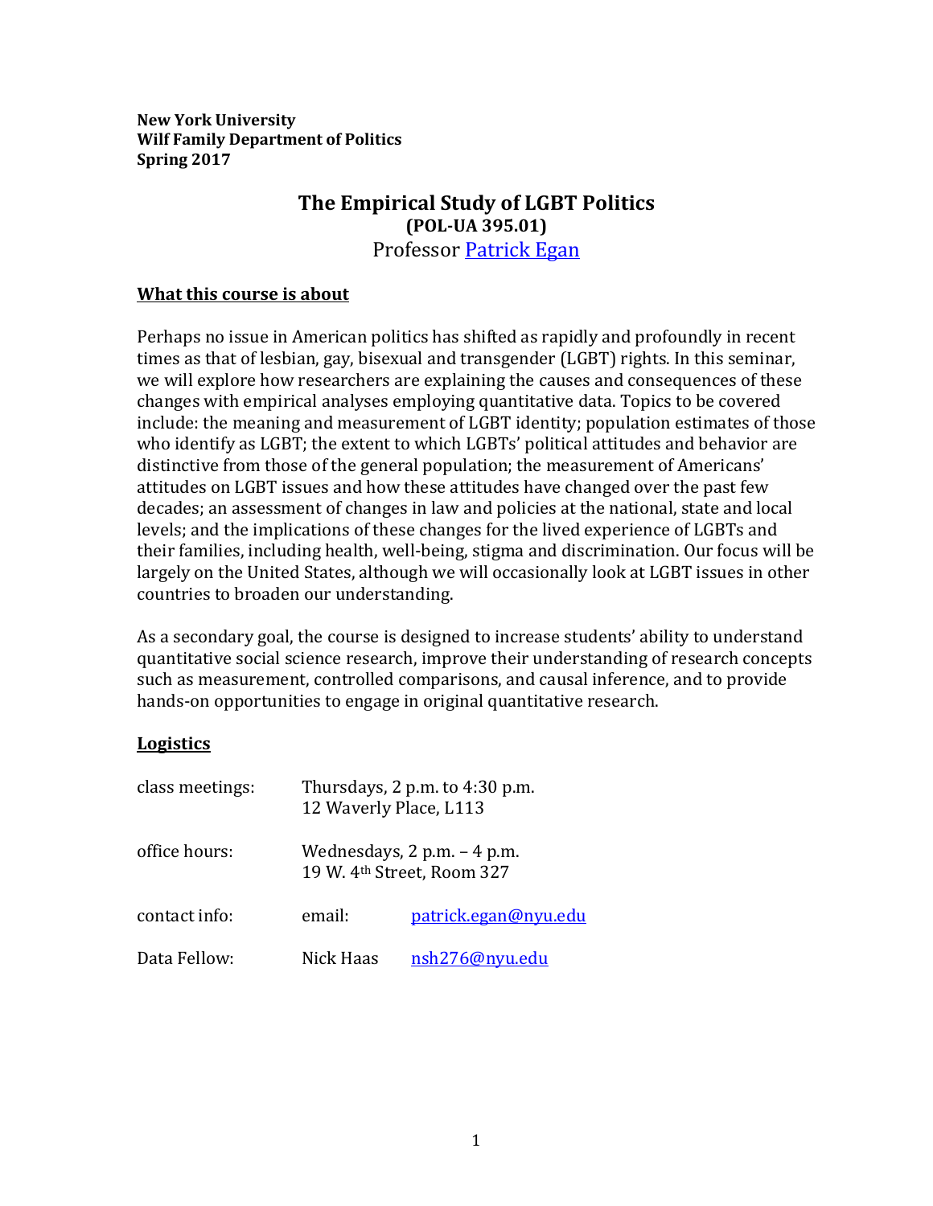**New York University**
**Wilf Family Department of Politics**
**Spring 2017**

# The Empirical Study of LGBT Politics

**(POL-UA 395.01)**

Professor [Patrick Egan]

## What this course is about

Perhaps no issue in American politics has shifted as rapidly and profoundly in recent times as that of lesbian, gay, bisexual and transgender (LGBT) rights. In this seminar, we will explore how researchers are explaining the causes and consequences of these changes with empirical analyses employing quantitative data. Topics to be covered include: the meaning and measurement of LGBT identity; population estimates of those who identify as LGBT; the extent to which LGBTs' political attitudes and behavior are distinctive from those of the general population; the measurement of Americans' attitudes on LGBT issues and how these attitudes have changed over the past few decades; an assessment of changes in law and policies at the national, state and local levels; and the implications of these changes for the lived experience of LGBTs and their families, including health, well-being, stigma and discrimination. Our focus will be largely on the United States, although we will occasionally look at LGBT issues in other countries to broaden our understanding.

As a secondary goal, the course is designed to increase students' ability to understand quantitative social science research, improve their understanding of research concepts such as measurement, controlled comparisons, and causal inference, and to provide hands-on opportunities to engage in original quantitative research.

## Logistics

| | | |
|---|---|---|
| class meetings: | Thursdays, 2 p.m. to 4:30 p.m.<br>12 Waverly Place, L113 | |
| office hours: | Wednesdays, 2 p.m. – 4 p.m.<br>19 W. 4th Street, Room 327 | |
| contact info: | email: | patrick.egan@nyu.edu |
| Data Fellow: | Nick Haas | nsh276@nyu.edu |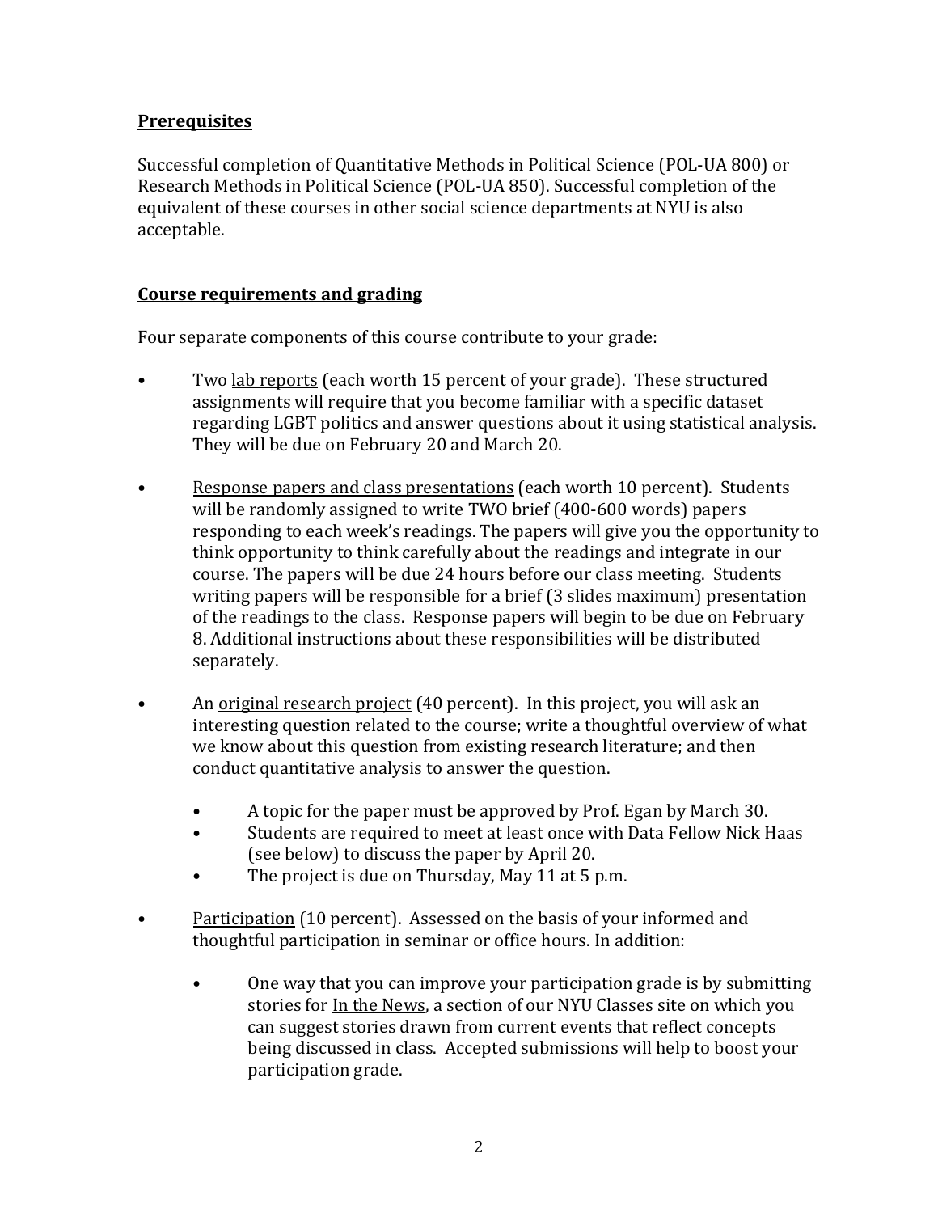## Prerequisites

Successful completion of Quantitative Methods in Political Science (POL-UA 800) or Research Methods in Political Science (POL-UA 850). Successful completion of the equivalent of these courses in other social science departments at NYU is also acceptable.

## Course requirements and grading

Four separate components of this course contribute to your grade:

- Two lab reports (each worth 15 percent of your grade). These structured assignments will require that you become familiar with a specific dataset regarding LGBT politics and answer questions about it using statistical analysis. They will be due on February 20 and March 20.

- Response papers and class presentations (each worth 10 percent). Students will be randomly assigned to write TWO brief (400-600 words) papers responding to each week's readings. The papers will give you the opportunity to think opportunity to think carefully about the readings and integrate in our course. The papers will be due 24 hours before our class meeting. Students writing papers will be responsible for a brief (3 slides maximum) presentation of the readings to the class. Response papers will begin to be due on February 8. Additional instructions about these responsibilities will be distributed separately.

- An original research project (40 percent). In this project, you will ask an interesting question related to the course; write a thoughtful overview of what we know about this question from existing research literature; and then conduct quantitative analysis to answer the question.

    - A topic for the paper must be approved by Prof. Egan by March 30.
    - Students are required to meet at least once with Data Fellow Nick Haas (see below) to discuss the paper by April 20.
    - The project is due on Thursday, May 11 at 5 p.m.

- Participation (10 percent). Assessed on the basis of your informed and thoughtful participation in seminar or office hours. In addition:

    - One way that you can improve your participation grade is by submitting stories for In the News, a section of our NYU Classes site on which you can suggest stories drawn from current events that reflect concepts being discussed in class. Accepted submissions will help to boost your participation grade.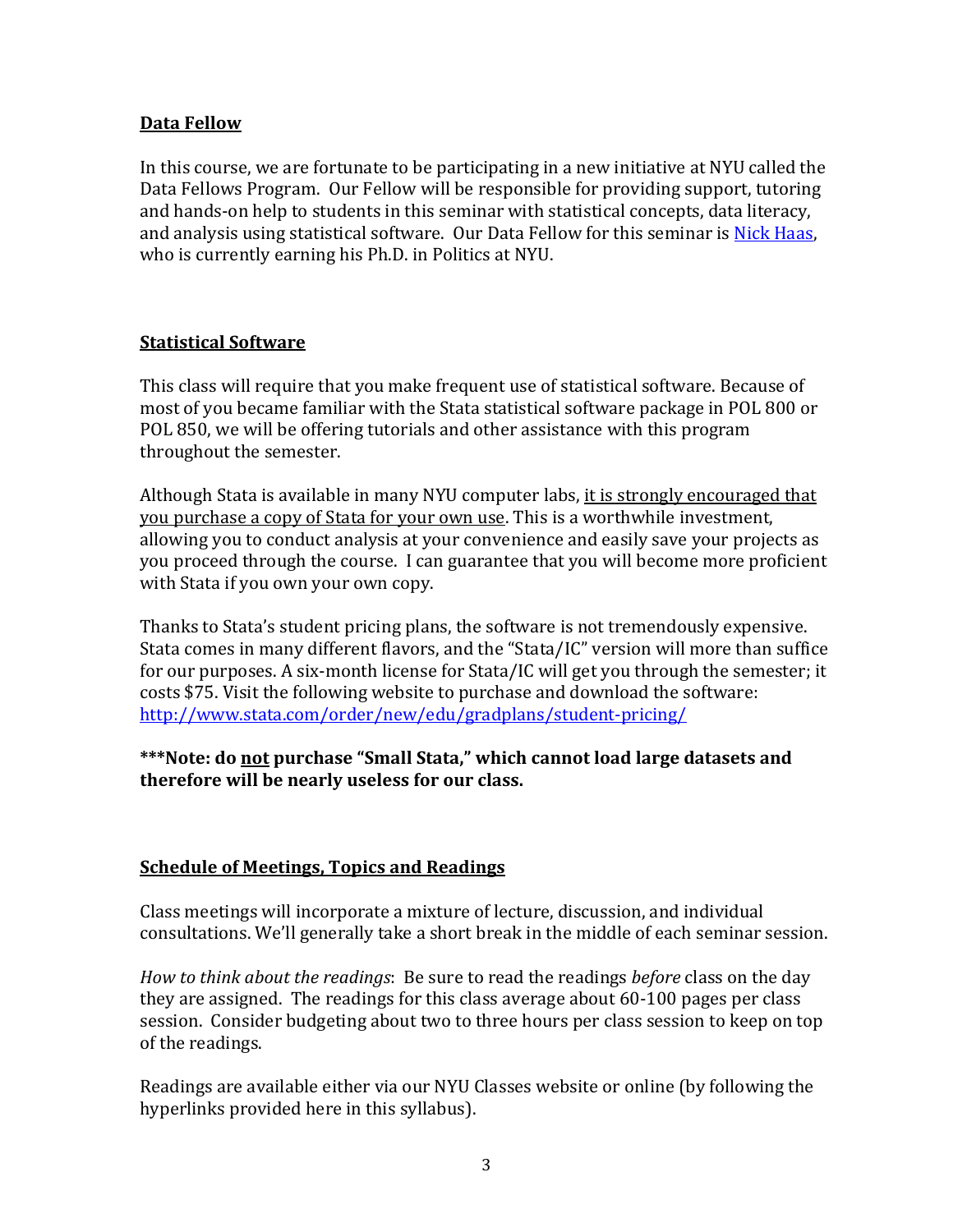## Data Fellow

In this course, we are fortunate to be participating in a new initiative at NYU called the Data Fellows Program. Our Fellow will be responsible for providing support, tutoring and hands-on help to students in this seminar with statistical concepts, data literacy, and analysis using statistical software. Our Data Fellow for this seminar is [Nick Haas](), who is currently earning his Ph.D. in Politics at NYU.

## Statistical Software

This class will require that you make frequent use of statistical software. Because of most of you became familiar with the Stata statistical software package in POL 800 or POL 850, we will be offering tutorials and other assistance with this program throughout the semester.

Although Stata is available in many NYU computer labs, <u>it is strongly encouraged that you purchase a copy of Stata for your own use</u>. This is a worthwhile investment, allowing you to conduct analysis at your convenience and easily save your projects as you proceed through the course. I can guarantee that you will become more proficient with Stata if you own your own copy.

Thanks to Stata's student pricing plans, the software is not tremendously expensive. Stata comes in many different flavors, and the "Stata/IC" version will more than suffice for our purposes. A six-month license for Stata/IC will get you through the semester; it costs $75. Visit the following website to purchase and download the software: http://www.stata.com/order/new/edu/gradplans/student-pricing/

**\*\*\*Note: do <u>not</u> purchase "Small Stata," which cannot load large datasets and therefore will be nearly useless for our class.**

## Schedule of Meetings, Topics and Readings

Class meetings will incorporate a mixture of lecture, discussion, and individual consultations. We'll generally take a short break in the middle of each seminar session.

*How to think about the readings*: Be sure to read the readings *before* class on the day they are assigned. The readings for this class average about 60-100 pages per class session. Consider budgeting about two to three hours per class session to keep on top of the readings.

Readings are available either via our NYU Classes website or online (by following the hyperlinks provided here in this syllabus).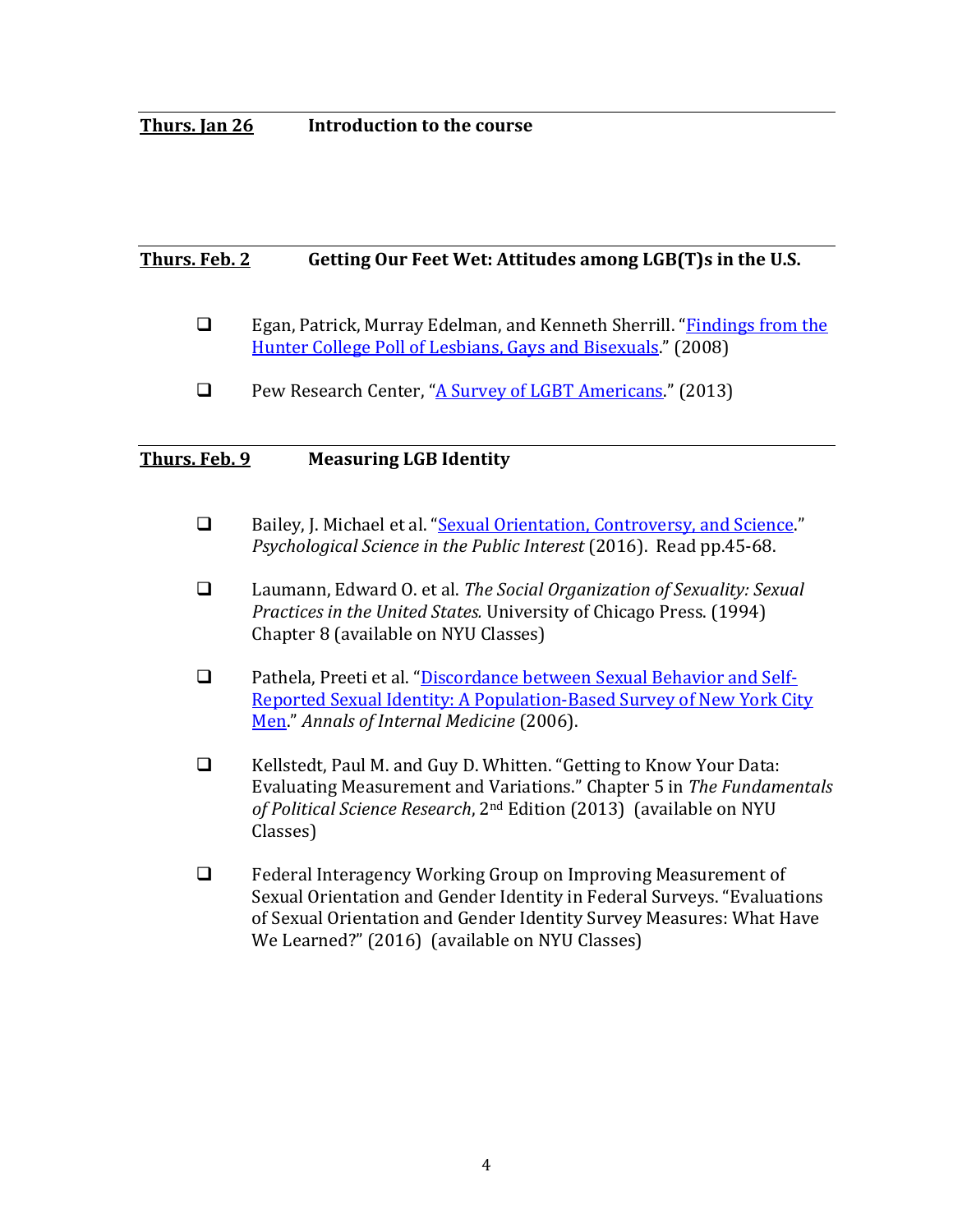**Thurs. Jan 26** **Introduction to the course**

---

**Thurs. Feb. 2** **Getting Our Feet Wet: Attitudes among LGB(T)s in the U.S.**

- ❑ Egan, Patrick, Murray Edelman, and Kenneth Sherrill. "Findings from the Hunter College Poll of Lesbians, Gays and Bisexuals." (2008)
- ❑ Pew Research Center, "A Survey of LGBT Americans." (2013)

---

**Thurs. Feb. 9** **Measuring LGB Identity**

- ❑ Bailey, J. Michael et al. "Sexual Orientation, Controversy, and Science." *Psychological Science in the Public Interest* (2016). Read pp.45-68.
- ❑ Laumann, Edward O. et al. *The Social Organization of Sexuality: Sexual Practices in the United States.* University of Chicago Press. (1994) Chapter 8 (available on NYU Classes)
- ❑ Pathela, Preeti et al. "Discordance between Sexual Behavior and Self-Reported Sexual Identity: A Population-Based Survey of New York City Men." *Annals of Internal Medicine* (2006).
- ❑ Kellstedt, Paul M. and Guy D. Whitten. "Getting to Know Your Data: Evaluating Measurement and Variations." Chapter 5 in *The Fundamentals of Political Science Research*, 2nd Edition (2013) (available on NYU Classes)
- ❑ Federal Interagency Working Group on Improving Measurement of Sexual Orientation and Gender Identity in Federal Surveys. "Evaluations of Sexual Orientation and Gender Identity Survey Measures: What Have We Learned?" (2016) (available on NYU Classes)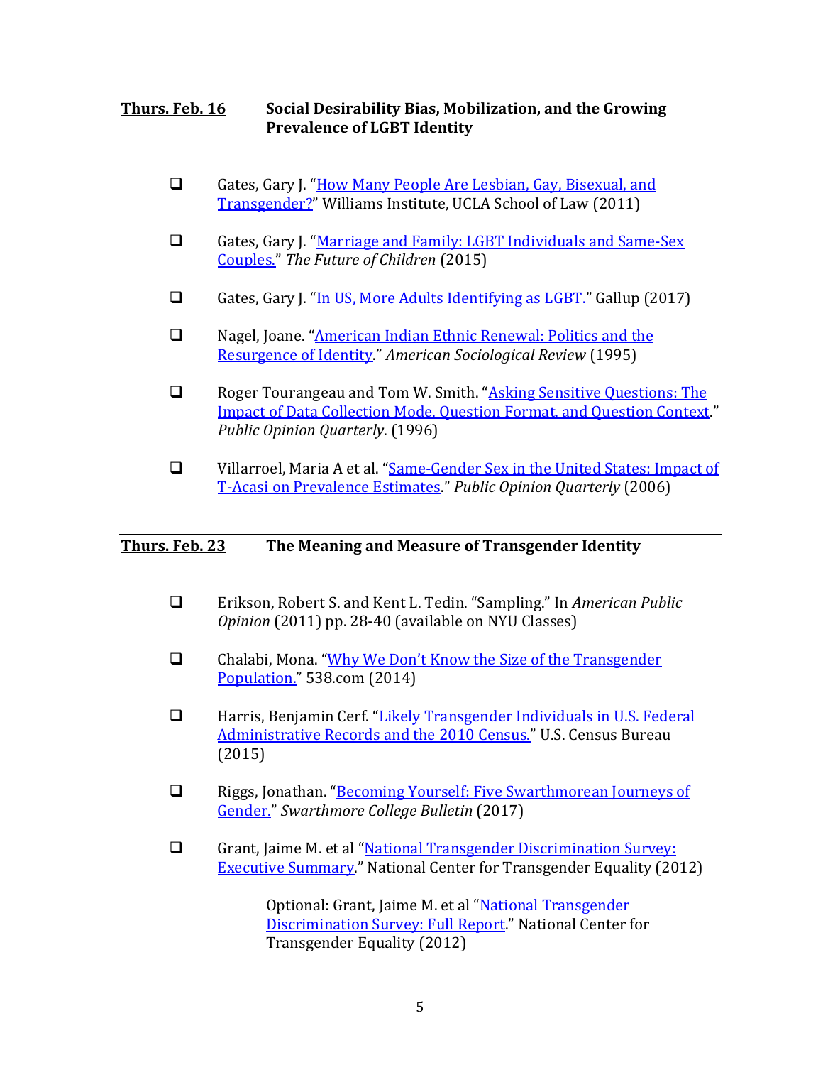## Thurs. Feb. 16 — Social Desirability Bias, Mobilization, and the Growing Prevalence of LGBT Identity

- [ ] Gates, Gary J. "How Many People Are Lesbian, Gay, Bisexual, and Transgender?" Williams Institute, UCLA School of Law (2011)
- [ ] Gates, Gary J. "Marriage and Family: LGBT Individuals and Same-Sex Couples." *The Future of Children* (2015)
- [ ] Gates, Gary J. "In US, More Adults Identifying as LGBT." Gallup (2017)
- [ ] Nagel, Joane. "American Indian Ethnic Renewal: Politics and the Resurgence of Identity." *American Sociological Review* (1995)
- [ ] Roger Tourangeau and Tom W. Smith. "Asking Sensitive Questions: The Impact of Data Collection Mode, Question Format, and Question Context." *Public Opinion Quarterly*. (1996)
- [ ] Villarroel, Maria A et al. "Same-Gender Sex in the United States: Impact of T-Acasi on Prevalence Estimates." *Public Opinion Quarterly* (2006)

## Thurs. Feb. 23 — The Meaning and Measure of Transgender Identity

- [ ] Erikson, Robert S. and Kent L. Tedin. "Sampling." In *American Public Opinion* (2011) pp. 28-40 (available on NYU Classes)
- [ ] Chalabi, Mona. "Why We Don't Know the Size of the Transgender Population." 538.com (2014)
- [ ] Harris, Benjamin Cerf. "Likely Transgender Individuals in U.S. Federal Administrative Records and the 2010 Census." U.S. Census Bureau (2015)
- [ ] Riggs, Jonathan. "Becoming Yourself: Five Swarthmorean Journeys of Gender." *Swarthmore College Bulletin* (2017)
- [ ] Grant, Jaime M. et al "National Transgender Discrimination Survey: Executive Summary." National Center for Transgender Equality (2012)

    Optional: Grant, Jaime M. et al "National Transgender Discrimination Survey: Full Report." National Center for Transgender Equality (2012)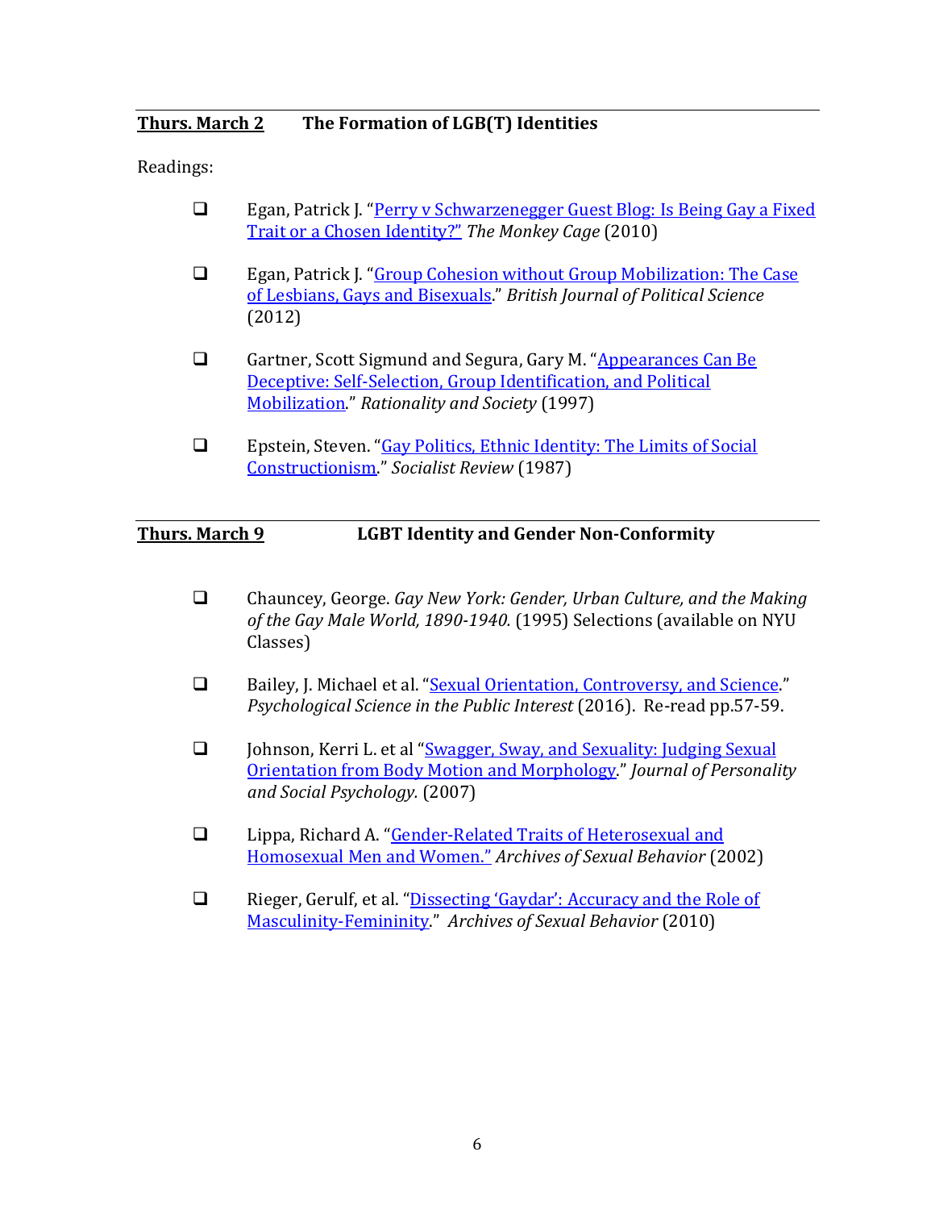**Thurs. March 2** **The Formation of LGB(T) Identities**

Readings:

- ❑ Egan, Patrick J. "Perry v Schwarzenegger Guest Blog: Is Being Gay a Fixed Trait or a Chosen Identity?" *The Monkey Cage* (2010)

- ❑ Egan, Patrick J. "Group Cohesion without Group Mobilization: The Case of Lesbians, Gays and Bisexuals." *British Journal of Political Science* (2012)

- ❑ Gartner, Scott Sigmund and Segura, Gary M. "Appearances Can Be Deceptive: Self-Selection, Group Identification, and Political Mobilization." *Rationality and Society* (1997)

- ❑ Epstein, Steven. "Gay Politics, Ethnic Identity: The Limits of Social Constructionism." *Socialist Review* (1987)

**Thurs. March 9** **LGBT Identity and Gender Non-Conformity**

- ❑ Chauncey, George. *Gay New York: Gender, Urban Culture, and the Making of the Gay Male World, 1890-1940.* (1995) Selections (available on NYU Classes)

- ❑ Bailey, J. Michael et al. "Sexual Orientation, Controversy, and Science." *Psychological Science in the Public Interest* (2016). Re-read pp.57-59.

- ❑ Johnson, Kerri L. et al "Swagger, Sway, and Sexuality: Judging Sexual Orientation from Body Motion and Morphology." *Journal of Personality and Social Psychology.* (2007)

- ❑ Lippa, Richard A. "Gender-Related Traits of Heterosexual and Homosexual Men and Women." *Archives of Sexual Behavior* (2002)

- ❑ Rieger, Gerulf, et al. "Dissecting 'Gaydar': Accuracy and the Role of Masculinity-Femininity." *Archives of Sexual Behavior* (2010)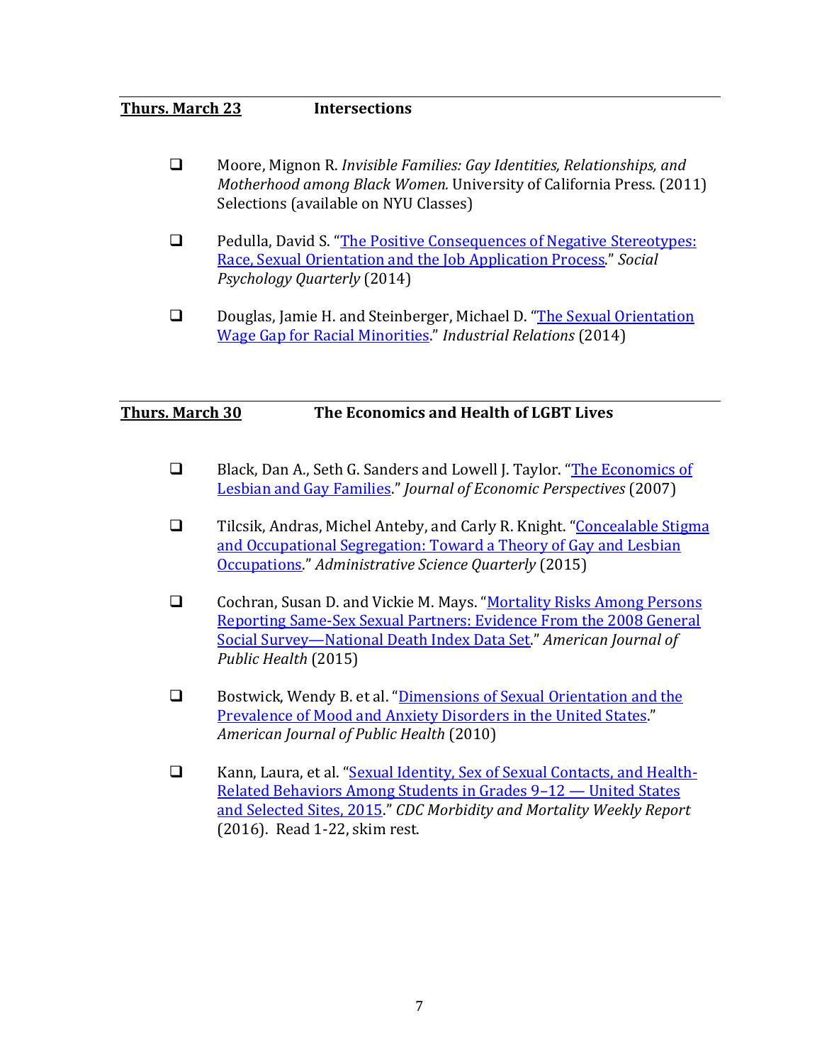**Thurs. March 23** **Intersections**

- ❑ Moore, Mignon R. *Invisible Families: Gay Identities, Relationships, and Motherhood among Black Women.* University of California Press. (2011) Selections (available on NYU Classes)

- ❑ Pedulla, David S. "The Positive Consequences of Negative Stereotypes: Race, Sexual Orientation and the Job Application Process." *Social Psychology Quarterly* (2014)

- ❑ Douglas, Jamie H. and Steinberger, Michael D. "The Sexual Orientation Wage Gap for Racial Minorities." *Industrial Relations* (2014)

**Thurs. March 30** **The Economics and Health of LGBT Lives**

- ❑ Black, Dan A., Seth G. Sanders and Lowell J. Taylor. "The Economics of Lesbian and Gay Families." *Journal of Economic Perspectives* (2007)

- ❑ Tilcsik, Andras, Michel Anteby, and Carly R. Knight. "Concealable Stigma and Occupational Segregation: Toward a Theory of Gay and Lesbian Occupations." *Administrative Science Quarterly* (2015)

- ❑ Cochran, Susan D. and Vickie M. Mays. "Mortality Risks Among Persons Reporting Same-Sex Sexual Partners: Evidence From the 2008 General Social Survey—National Death Index Data Set." *American Journal of Public Health* (2015)

- ❑ Bostwick, Wendy B. et al. "Dimensions of Sexual Orientation and the Prevalence of Mood and Anxiety Disorders in the United States." *American Journal of Public Health* (2010)

- ❑ Kann, Laura, et al. "Sexual Identity, Sex of Sexual Contacts, and Health-Related Behaviors Among Students in Grades 9–12 — United States and Selected Sites, 2015." *CDC Morbidity and Mortality Weekly Report* (2016). Read 1-22, skim rest.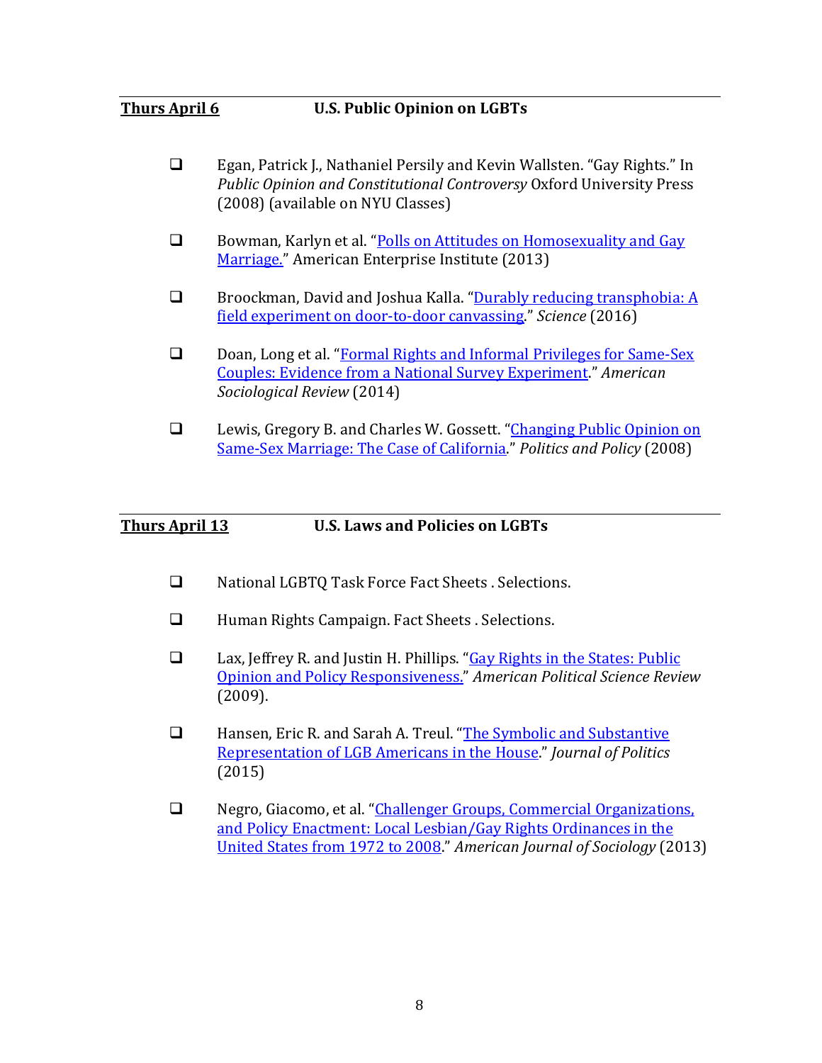**Thurs April 6** **U.S. Public Opinion on LGBTs**

- ❑ Egan, Patrick J., Nathaniel Persily and Kevin Wallsten. "Gay Rights." In *Public Opinion and Constitutional Controversy* Oxford University Press (2008) (available on NYU Classes)

- ❑ Bowman, Karlyn et al. "Polls on Attitudes on Homosexuality and Gay Marriage." American Enterprise Institute (2013)

- ❑ Broockman, David and Joshua Kalla. "Durably reducing transphobia: A field experiment on door-to-door canvassing." *Science* (2016)

- ❑ Doan, Long et al. "Formal Rights and Informal Privileges for Same-Sex Couples: Evidence from a National Survey Experiment." *American Sociological Review* (2014)

- ❑ Lewis, Gregory B. and Charles W. Gossett. "Changing Public Opinion on Same-Sex Marriage: The Case of California." *Politics and Policy* (2008)

**Thurs April 13** **U.S. Laws and Policies on LGBTs**

- ❑ National LGBTQ Task Force Fact Sheets . Selections.

- ❑ Human Rights Campaign. Fact Sheets . Selections.

- ❑ Lax, Jeffrey R. and Justin H. Phillips. "Gay Rights in the States: Public Opinion and Policy Responsiveness." *American Political Science Review* (2009).

- ❑ Hansen, Eric R. and Sarah A. Treul. "The Symbolic and Substantive Representation of LGB Americans in the House." *Journal of Politics* (2015)

- ❑ Negro, Giacomo, et al. "Challenger Groups, Commercial Organizations, and Policy Enactment: Local Lesbian/Gay Rights Ordinances in the United States from 1972 to 2008." *American Journal of Sociology* (2013)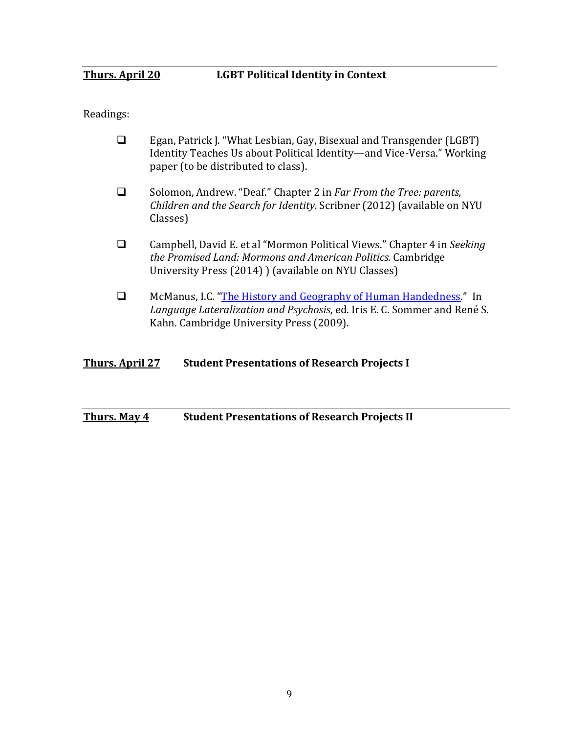**<u>Thurs. April 20</u>** **LGBT Political Identity in Context**

Readings:

- ❑ Egan, Patrick J. "What Lesbian, Gay, Bisexual and Transgender (LGBT) Identity Teaches Us about Political Identity—and Vice-Versa." Working paper (to be distributed to class).

- ❑ Solomon, Andrew. "Deaf." Chapter 2 in *Far From the Tree: parents, Children and the Search for Identity.* Scribner (2012) (available on NYU Classes)

- ❑ Campbell, David E. et al "Mormon Political Views." Chapter 4 in *Seeking the Promised Land: Mormons and American Politics.* Cambridge University Press (2014) ) (available on NYU Classes)

- ❑ McManus, I.C. "The History and Geography of Human Handedness." In *Language Lateralization and Psychosis*, ed. Iris E. C. Sommer and René S. Kahn. Cambridge University Press (2009).

**<u>Thurs. April 27</u>** **Student Presentations of Research Projects I**

**<u>Thurs. May 4</u>** **Student Presentations of Research Projects II**